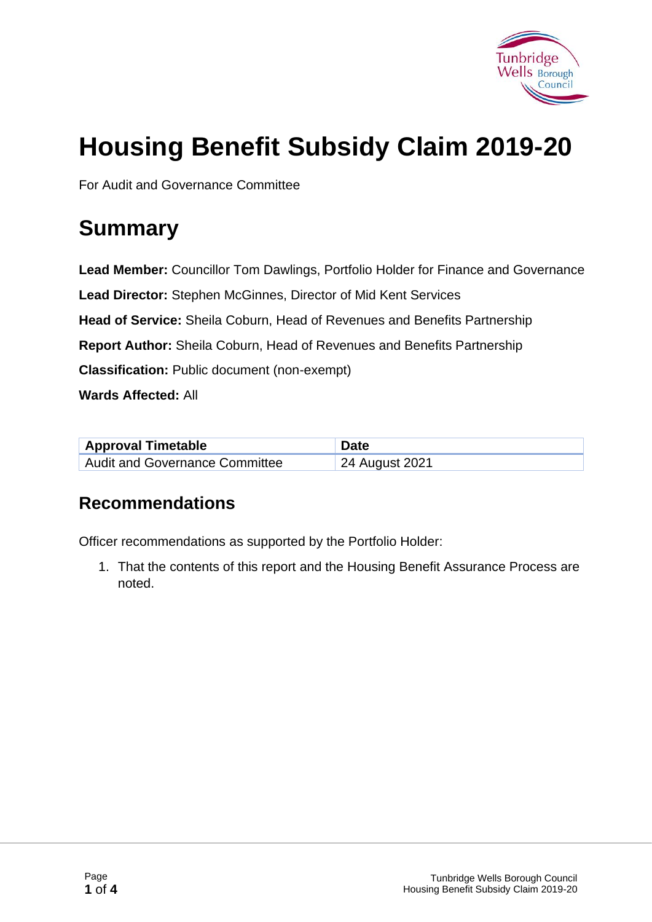# Housing Benefit Subsidy Claim 2019-20

For Audit and Governance Committee

# Summary

**Lead Member:** Councillor Tom Dawlings, Portfolio Holder for Finance and Governance

**Lead Director:** Stephen McGinnes, Director of Mid Kent Services

**Head of Service:** Sheila Coburn, Head of Revenues and Benefits Partnership

**Report Author:** Sheila Coburn, Head of Revenues and Benefits Partnership

**Classification:** Public document (non-exempt)

**Wards Affected:** All

| Approval Timetable | Date |
|---|---|
| Audit and Governance Committee | 24 August 2021 |

## Recommendations

Officer recommendations as supported by the Portfolio Holder:

1. That the contents of this report and the Housing Benefit Assurance Process are noted.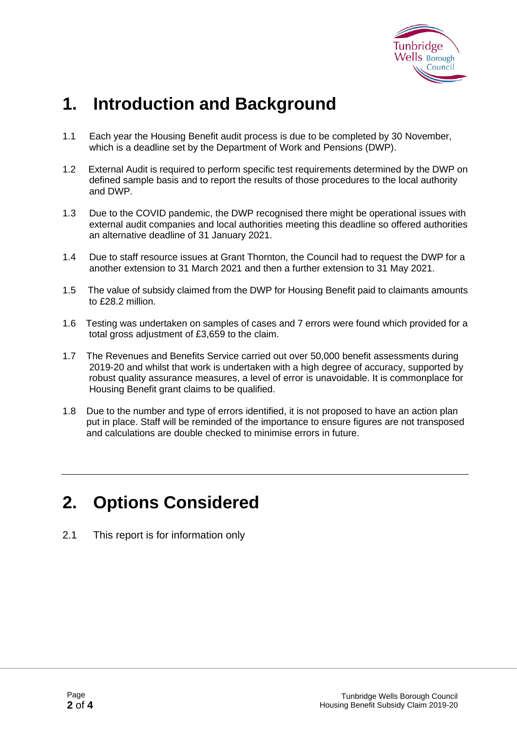# 1. Introduction and Background

1.1 Each year the Housing Benefit audit process is due to be completed by 30 November, which is a deadline set by the Department of Work and Pensions (DWP).

1.2 External Audit is required to perform specific test requirements determined by the DWP on defined sample basis and to report the results of those procedures to the local authority and DWP.

1.3 Due to the COVID pandemic, the DWP recognised there might be operational issues with external audit companies and local authorities meeting this deadline so offered authorities an alternative deadline of 31 January 2021.

1.4 Due to staff resource issues at Grant Thornton, the Council had to request the DWP for a another extension to 31 March 2021 and then a further extension to 31 May 2021.

1.5 The value of subsidy claimed from the DWP for Housing Benefit paid to claimants amounts to £28.2 million.

1.6 Testing was undertaken on samples of cases and 7 errors were found which provided for a total gross adjustment of £3,659 to the claim.

1.7 The Revenues and Benefits Service carried out over 50,000 benefit assessments during 2019-20 and whilst that work is undertaken with a high degree of accuracy, supported by robust quality assurance measures, a level of error is unavoidable. It is commonplace for Housing Benefit grant claims to be qualified.

1.8 Due to the number and type of errors identified, it is not proposed to have an action plan put in place. Staff will be reminded of the importance to ensure figures are not transposed and calculations are double checked to minimise errors in future.

# 2. Options Considered

2.1 This report is for information only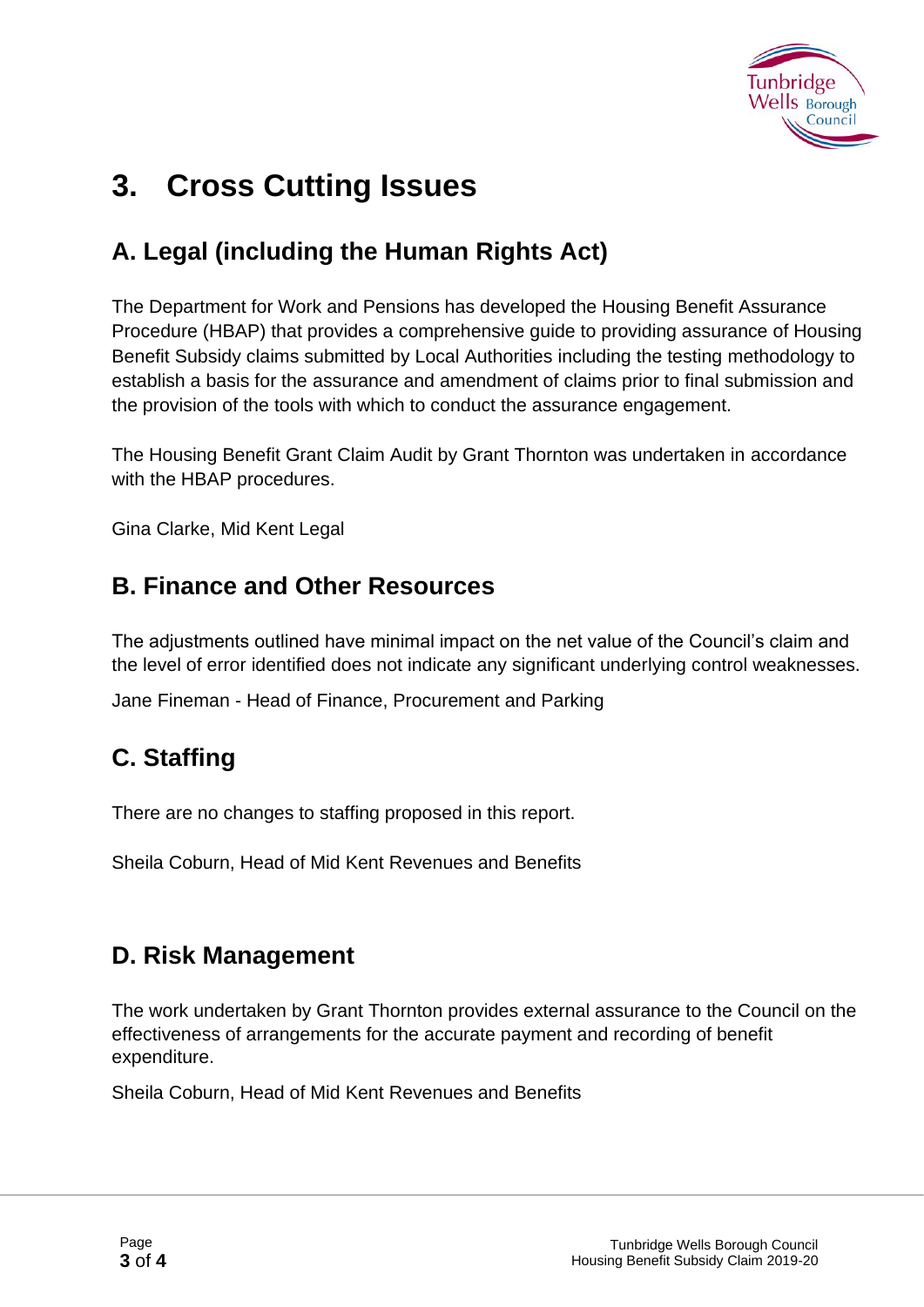# 3. Cross Cutting Issues

## A. Legal (including the Human Rights Act)

The Department for Work and Pensions has developed the Housing Benefit Assurance Procedure (HBAP) that provides a comprehensive guide to providing assurance of Housing Benefit Subsidy claims submitted by Local Authorities including the testing methodology to establish a basis for the assurance and amendment of claims prior to final submission and the provision of the tools with which to conduct the assurance engagement.

The Housing Benefit Grant Claim Audit by Grant Thornton was undertaken in accordance with the HBAP procedures.

Gina Clarke, Mid Kent Legal

## B. Finance and Other Resources

The adjustments outlined have minimal impact on the net value of the Council's claim and the level of error identified does not indicate any significant underlying control weaknesses.

Jane Fineman - Head of Finance, Procurement and Parking

## C. Staffing

There are no changes to staffing proposed in this report.

Sheila Coburn, Head of Mid Kent Revenues and Benefits

## D. Risk Management

The work undertaken by Grant Thornton provides external assurance to the Council on the effectiveness of arrangements for the accurate payment and recording of benefit expenditure.

Sheila Coburn, Head of Mid Kent Revenues and Benefits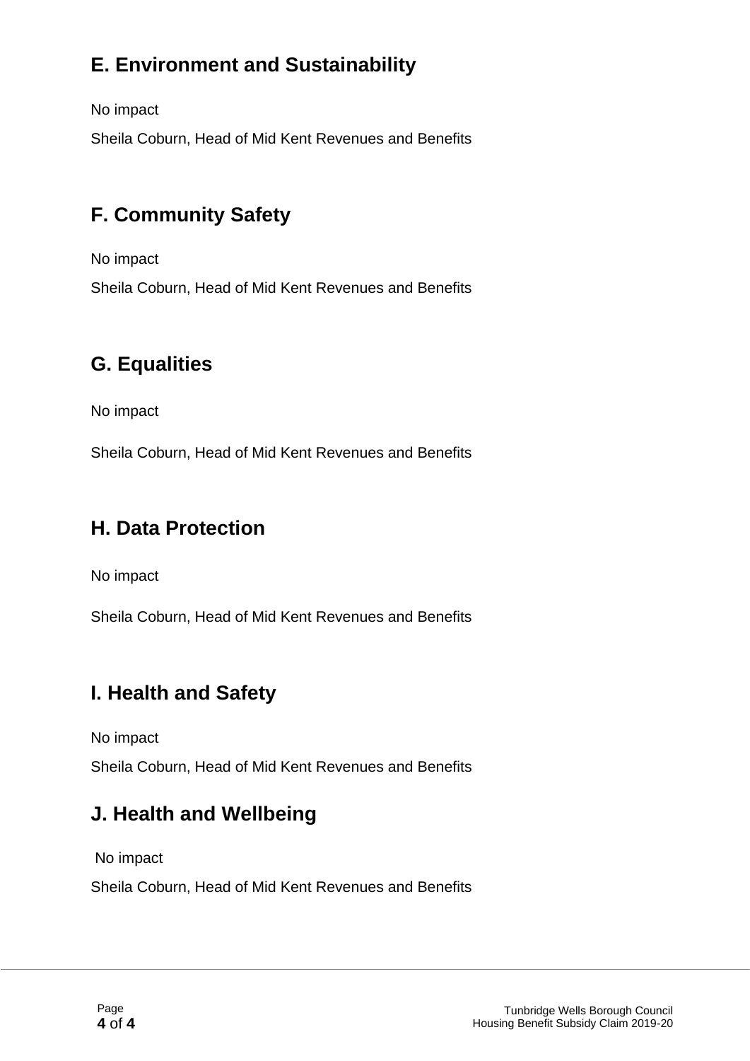## E. Environment and Sustainability

No impact

Sheila Coburn, Head of Mid Kent Revenues and Benefits

## F. Community Safety

No impact

Sheila Coburn, Head of Mid Kent Revenues and Benefits

## G. Equalities

No impact

Sheila Coburn, Head of Mid Kent Revenues and Benefits

## H. Data Protection

No impact

Sheila Coburn, Head of Mid Kent Revenues and Benefits

## I. Health and Safety

No impact

Sheila Coburn, Head of Mid Kent Revenues and Benefits

## J. Health and Wellbeing

No impact

Sheila Coburn, Head of Mid Kent Revenues and Benefits